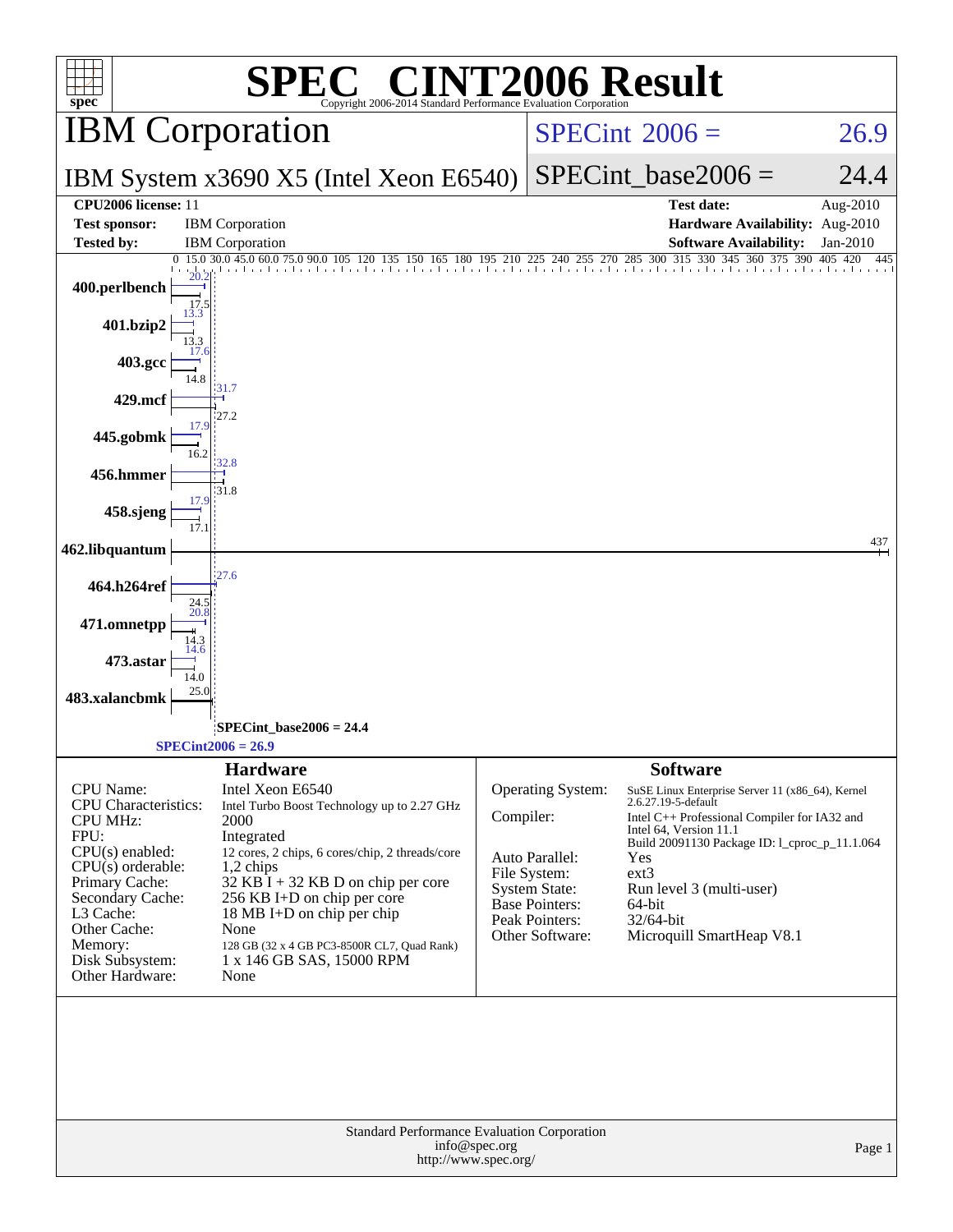# SPEC CINT2006 Result

Copyright 2006-2014 Standard Performance Evaluation Corporation

## IBM Corporation

**SPECint 2006 = 26.9**

IBM System x3690 X5 (Intel Xeon E6540)

**SPECint_base2006 = 24.4**

| | | | |
|---|---|---|---|
| **CPU2006 license:** 11 | | **Test date:** | Aug-2010 |
| **Test sponsor:** | IBM Corporation | **Hardware Availability:** | Aug-2010 |
| **Tested by:** | IBM Corporation | **Software Availability:** | Jan-2010 |

| Benchmark | Peak | Base |
|---|---|---|
| 400.perlbench | 20.2 | 17.5 |
| 401.bzip2 | 13.3 | 13.3 |
| 403.gcc | 17.6 | 14.8 |
| 429.mcf | 31.7 | 27.2 |
| 445.gobmk | 17.9 | 16.2 |
| 456.hmmer | 32.8 | 31.8 |
| 458.sjeng | 17.9 | 17.1 |
| 462.libquantum | 437 | 437 |
| 464.h264ref | 27.6 | 24.5 |
| 471.omnetpp | 20.8 | 14.3 |
| 473.astar | 14.6 | 14.0 |
| 483.xalancbmk | 25.0 | 25.0 |

SPECint_base2006 = 24.4

SPECint2006 = 26.9

### Hardware

| | |
|---|---|
| CPU Name: | Intel Xeon E6540 |
| CPU Characteristics: | Intel Turbo Boost Technology up to 2.27 GHz |
| CPU MHz: | 2000 |
| FPU: | Integrated |
| CPU(s) enabled: | 12 cores, 2 chips, 6 cores/chip, 2 threads/core |
| CPU(s) orderable: | 1,2 chips |
| Primary Cache: | 32 KB I + 32 KB D on chip per core |
| Secondary Cache: | 256 KB I+D on chip per core |
| L3 Cache: | 18 MB I+D on chip per chip |
| Other Cache: | None |
| Memory: | 128 GB (32 x 4 GB PC3-8500R CL7, Quad Rank) |
| Disk Subsystem: | 1 x 146 GB SAS, 15000 RPM |
| Other Hardware: | None |

### Software

| | |
|---|---|
| Operating System: | SuSE Linux Enterprise Server 11 (x86_64), Kernel 2.6.27.19-5-default |
| Compiler: | Intel C++ Professional Compiler for IA32 and Intel 64, Version 11.1 Build 20091130 Package ID: l_cproc_p_11.1.064 |
| Auto Parallel: | Yes |
| File System: | ext3 |
| System State: | Run level 3 (multi-user) |
| Base Pointers: | 64-bit |
| Peak Pointers: | 32/64-bit |
| Other Software: | Microquill SmartHeap V8.1 |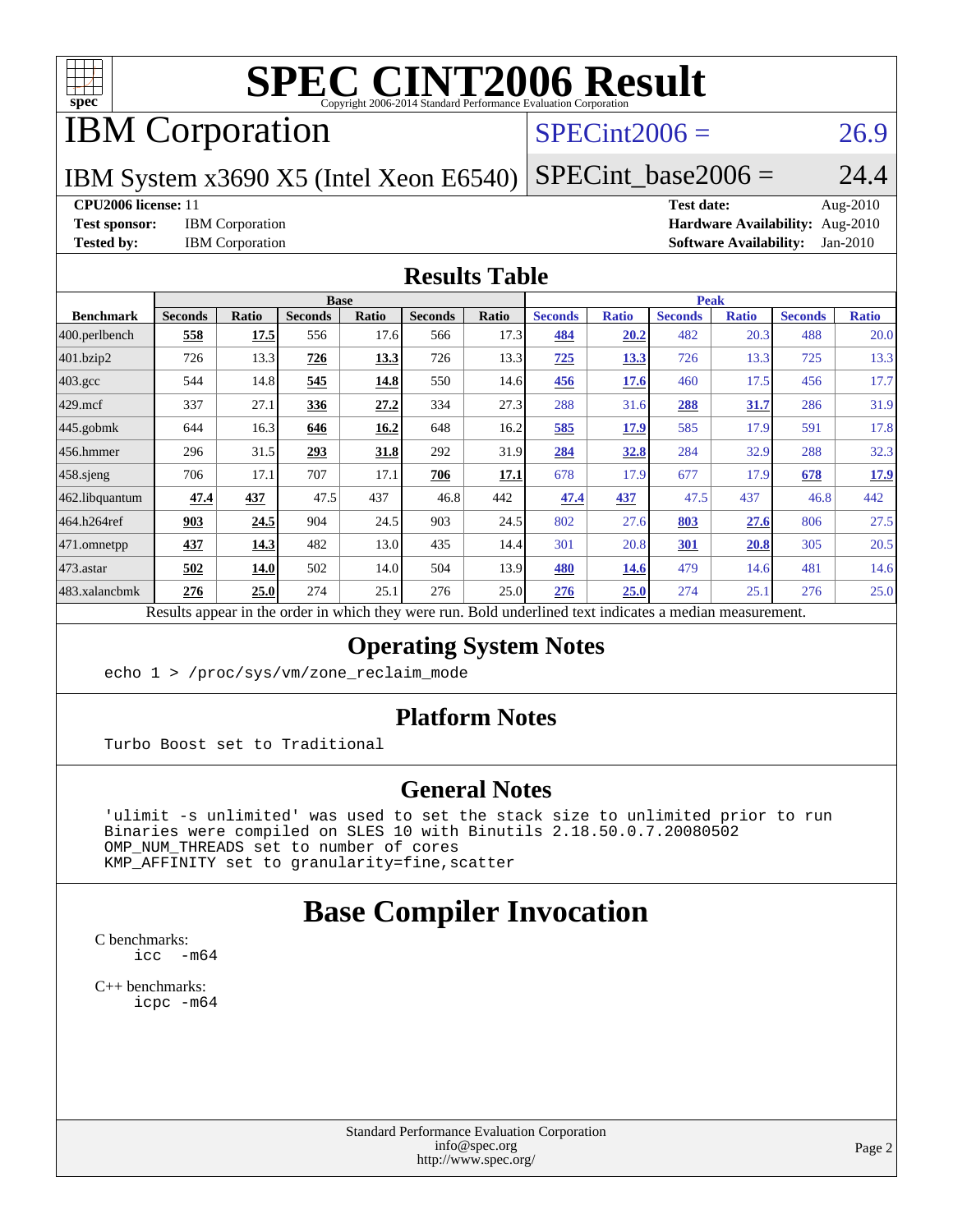# SPEC CINT2006 Result

Copyright 2006-2014 Standard Performance Evaluation Corporation

## IBM Corporation

IBM System x3690 X5 (Intel Xeon E6540)

SPECint2006 = 26.9

SPECint_base2006 = 24.4

**CPU2006 license:** 11

**Test sponsor:** IBM Corporation

**Tested by:** IBM Corporation

**Test date:** Aug-2010

**Hardware Availability:** Aug-2010

**Software Availability:** Jan-2010

## Results Table

| Benchmark | Base | | | | | | Peak | | | | | |
|---|---|---|---|---|---|---|---|---|---|---|---|---|
| | Seconds | Ratio | Seconds | Ratio | Seconds | Ratio | Seconds | Ratio | Seconds | Ratio | Seconds | Ratio |
| 400.perlbench | **558** | **17.5** | 556 | 17.6 | 566 | 17.3 | **484** | **20.2** | 482 | 20.3 | 488 | 20.0 |
| 401.bzip2 | 726 | 13.3 | **726** | **13.3** | 726 | 13.3 | **725** | **13.3** | 726 | 13.3 | 725 | 13.3 |
| 403.gcc | 544 | 14.8 | **545** | **14.8** | 550 | 14.6 | **456** | **17.6** | 460 | 17.5 | 456 | 17.7 |
| 429.mcf | 337 | 27.1 | **336** | **27.2** | 334 | 27.3 | 288 | 31.6 | **288** | **31.7** | 286 | 31.9 |
| 445.gobmk | 644 | 16.3 | **646** | **16.2** | 648 | 16.2 | **585** | **17.9** | 585 | 17.9 | 591 | 17.8 |
| 456.hmmer | 296 | 31.5 | **293** | **31.8** | 292 | 31.9 | **284** | **32.8** | 284 | 32.9 | 288 | 32.3 |
| 458.sjeng | 706 | 17.1 | 707 | 17.1 | **706** | **17.1** | 678 | 17.9 | 677 | 17.9 | **678** | **17.9** |
| 462.libquantum | **47.4** | **437** | 47.5 | 437 | 46.8 | 442 | **47.4** | **437** | 47.5 | 437 | 46.8 | 442 |
| 464.h264ref | **903** | **24.5** | 904 | 24.5 | 903 | 24.5 | 802 | 27.6 | **803** | **27.6** | 806 | 27.5 |
| 471.omnetpp | **437** | **14.3** | 482 | 13.0 | 435 | 14.4 | 301 | 20.8 | **301** | **20.8** | 305 | 20.5 |
| 473.astar | **502** | **14.0** | 502 | 14.0 | 504 | 13.9 | **480** | **14.6** | 479 | 14.6 | 481 | 14.6 |
| 483.xalancbmk | **276** | **25.0** | 274 | 25.1 | 276 | 25.0 | **276** | **25.0** | 274 | 25.1 | 276 | 25.0 |

Results appear in the order in which they were run. Bold underlined text indicates a median measurement.

## Operating System Notes

```
echo 1 > /proc/sys/vm/zone_reclaim_mode
```

## Platform Notes

```
Turbo Boost set to Traditional
```

## General Notes

```
'ulimit -s unlimited' was used to set the stack size to unlimited prior to run
Binaries were compiled on SLES 10 with Binutils 2.18.50.0.7.20080502
OMP_NUM_THREADS set to number of cores
KMP_AFFINITY set to granularity=fine,scatter
```

## Base Compiler Invocation

C benchmarks:

```
icc  -m64
```

C++ benchmarks:

```
icpc -m64
```

Standard Performance Evaluation Corporation
info@spec.org
http://www.spec.org/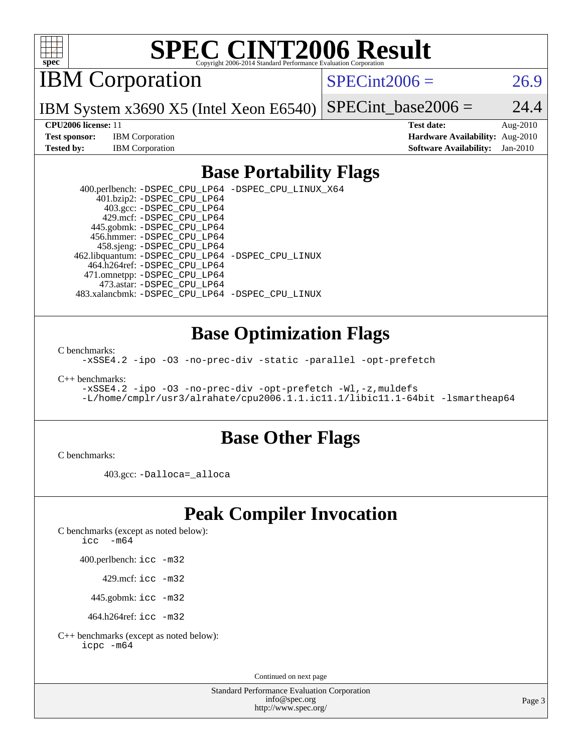# SPEC CINT2006 Result

Copyright 2006-2014 Standard Performance Evaluation Corporation

## IBM Corporation

IBM System x3690 X5 (Intel Xeon E6540)

SPECint2006 = 26.9

SPECint_base2006 = 24.4

**CPU2006 license:** 11
**Test sponsor:** IBM Corporation
**Tested by:** IBM Corporation

**Test date:** Aug-2010
**Hardware Availability:** Aug-2010
**Software Availability:** Jan-2010

## Base Portability Flags

400.perlbench: `-DSPEC_CPU_LP64 -DSPEC_CPU_LINUX_X64`
401.bzip2: `-DSPEC_CPU_LP64`
403.gcc: `-DSPEC_CPU_LP64`
429.mcf: `-DSPEC_CPU_LP64`
445.gobmk: `-DSPEC_CPU_LP64`
456.hmmer: `-DSPEC_CPU_LP64`
458.sjeng: `-DSPEC_CPU_LP64`
462.libquantum: `-DSPEC_CPU_LP64 -DSPEC_CPU_LINUX`
464.h264ref: `-DSPEC_CPU_LP64`
471.omnetpp: `-DSPEC_CPU_LP64`
473.astar: `-DSPEC_CPU_LP64`
483.xalancbmk: `-DSPEC_CPU_LP64 -DSPEC_CPU_LINUX`

## Base Optimization Flags

C benchmarks:

```
-xSSE4.2 -ipo -O3 -no-prec-div -static -parallel -opt-prefetch
```

C++ benchmarks:

```
-xSSE4.2 -ipo -O3 -no-prec-div -opt-prefetch -Wl,-z,muldefs
-L/home/cmplr/usr3/alrahate/cpu2006.1.1.ic11.1/libic11.1-64bit -lsmartheap64
```

## Base Other Flags

C benchmarks:

403.gcc: `-Dalloca=_alloca`

## Peak Compiler Invocation

C benchmarks (except as noted below):

```
icc  -m64
```

400.perlbench: `icc -m32`

429.mcf: `icc -m32`

445.gobmk: `icc -m32`

464.h264ref: `icc -m32`

C++ benchmarks (except as noted below):

```
icpc -m64
```

Continued on next page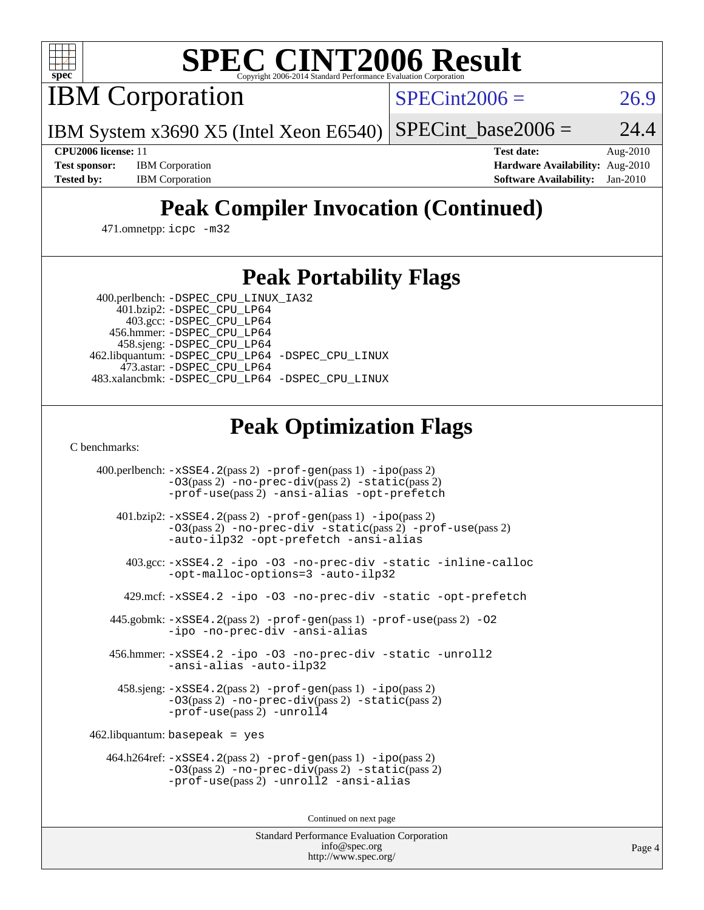# SPEC CINT2006 Result

IBM Corporation

SPECint2006 = 26.9

IBM System x3690 X5 (Intel Xeon E6540)

SPECint_base2006 = 24.4

**CPU2006 license:** 11
**Test sponsor:** IBM Corporation
**Tested by:** IBM Corporation

**Test date:** Aug-2010
**Hardware Availability:** Aug-2010
**Software Availability:** Jan-2010

## Peak Compiler Invocation (Continued)

471.omnetpp: `icpc -m32`

## Peak Portability Flags

400.perlbench: `-DSPEC_CPU_LINUX_IA32`
401.bzip2: `-DSPEC_CPU_LP64`
403.gcc: `-DSPEC_CPU_LP64`
456.hmmer: `-DSPEC_CPU_LP64`
458.sjeng: `-DSPEC_CPU_LP64`
462.libquantum: `-DSPEC_CPU_LP64 -DSPEC_CPU_LINUX`
473.astar: `-DSPEC_CPU_LP64`
483.xalancbmk: `-DSPEC_CPU_LP64 -DSPEC_CPU_LINUX`

## Peak Optimization Flags

C benchmarks:

400.perlbench: `-xSSE4.2`(pass 2) `-prof-gen`(pass 1) `-ipo`(pass 2) `-O3`(pass 2) `-no-prec-div`(pass 2) `-static`(pass 2) `-prof-use`(pass 2) `-ansi-alias -opt-prefetch`

401.bzip2: `-xSSE4.2`(pass 2) `-prof-gen`(pass 1) `-ipo`(pass 2) `-O3`(pass 2) `-no-prec-div -static`(pass 2) `-prof-use`(pass 2) `-auto-ilp32 -opt-prefetch -ansi-alias`

403.gcc: `-xSSE4.2 -ipo -O3 -no-prec-div -static -inline-calloc -opt-malloc-options=3 -auto-ilp32`

429.mcf: `-xSSE4.2 -ipo -O3 -no-prec-div -static -opt-prefetch`

445.gobmk: `-xSSE4.2`(pass 2) `-prof-gen`(pass 1) `-prof-use`(pass 2) `-O2 -ipo -no-prec-div -ansi-alias`

456.hmmer: `-xSSE4.2 -ipo -O3 -no-prec-div -static -unroll2 -ansi-alias -auto-ilp32`

458.sjeng: `-xSSE4.2`(pass 2) `-prof-gen`(pass 1) `-ipo`(pass 2) `-O3`(pass 2) `-no-prec-div`(pass 2) `-static`(pass 2) `-prof-use`(pass 2) `-unroll4`

462.libquantum: `basepeak = yes`

464.h264ref: `-xSSE4.2`(pass 2) `-prof-gen`(pass 1) `-ipo`(pass 2) `-O3`(pass 2) `-no-prec-div`(pass 2) `-static`(pass 2) `-prof-use`(pass 2) `-unroll2 -ansi-alias`

Continued on next page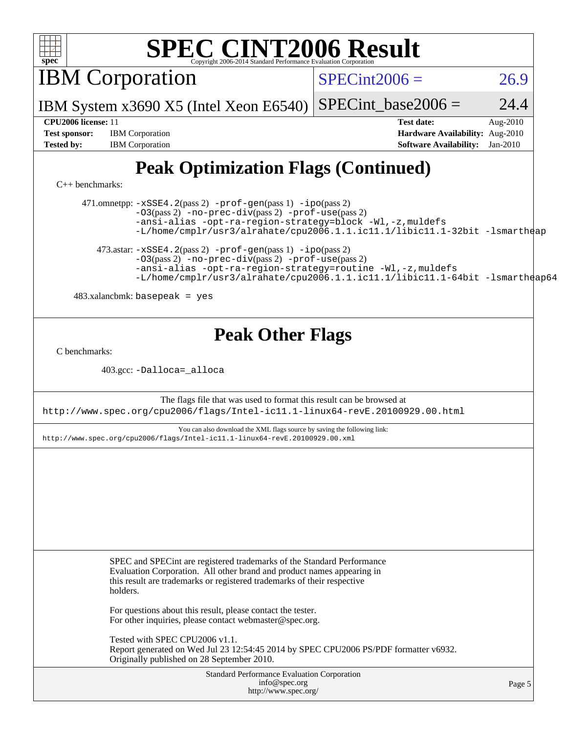# SPEC CINT2006 Result

Copyright 2006-2014 Standard Performance Evaluation Corporation

**IBM Corporation**

IBM System x3690 X5 (Intel Xeon E6540)

SPECint2006 = 26.9

SPECint_base2006 = 24.4

**CPU2006 license:** 11

**Test sponsor:** IBM Corporation

**Tested by:** IBM Corporation

**Test date:** Aug-2010

**Hardware Availability:** Aug-2010

**Software Availability:** Jan-2010

## Peak Optimization Flags (Continued)

C++ benchmarks:

471.omnetpp: `-xSSE4.2`(pass 2) `-prof-gen`(pass 1) `-ipo`(pass 2) `-O3`(pass 2) `-no-prec-div`(pass 2) `-prof-use`(pass 2) `-ansi-alias -opt-ra-region-strategy=block -Wl,-z,muldefs -L/home/cmplr/usr3/alrahate/cpu2006.1.1.ic11.1/libic11.1-32bit -lsmartheap`

473.astar: `-xSSE4.2`(pass 2) `-prof-gen`(pass 1) `-ipo`(pass 2) `-O3`(pass 2) `-no-prec-div`(pass 2) `-prof-use`(pass 2) `-ansi-alias -opt-ra-region-strategy=routine -Wl,-z,muldefs -L/home/cmplr/usr3/alrahate/cpu2006.1.1.ic11.1/libic11.1-64bit -lsmartheap64`

483.xalancbmk: `basepeak = yes`

## Peak Other Flags

C benchmarks:

403.gcc: `-Dalloca=_alloca`

The flags file that was used to format this result can be browsed at
http://www.spec.org/cpu2006/flags/Intel-ic11.1-linux64-revE.20100929.00.html

You can also download the XML flags source by saving the following link:
http://www.spec.org/cpu2006/flags/Intel-ic11.1-linux64-revE.20100929.00.xml

SPEC and SPECint are registered trademarks of the Standard Performance Evaluation Corporation. All other brand and product names appearing in this result are trademarks or registered trademarks of their respective holders.

For questions about this result, please contact the tester.
For other inquiries, please contact webmaster@spec.org.

Tested with SPEC CPU2006 v1.1.
Report generated on Wed Jul 23 12:54:45 2014 by SPEC CPU2006 PS/PDF formatter v6932.
Originally published on 28 September 2010.

Standard Performance Evaluation Corporation
info@spec.org
http://www.spec.org/